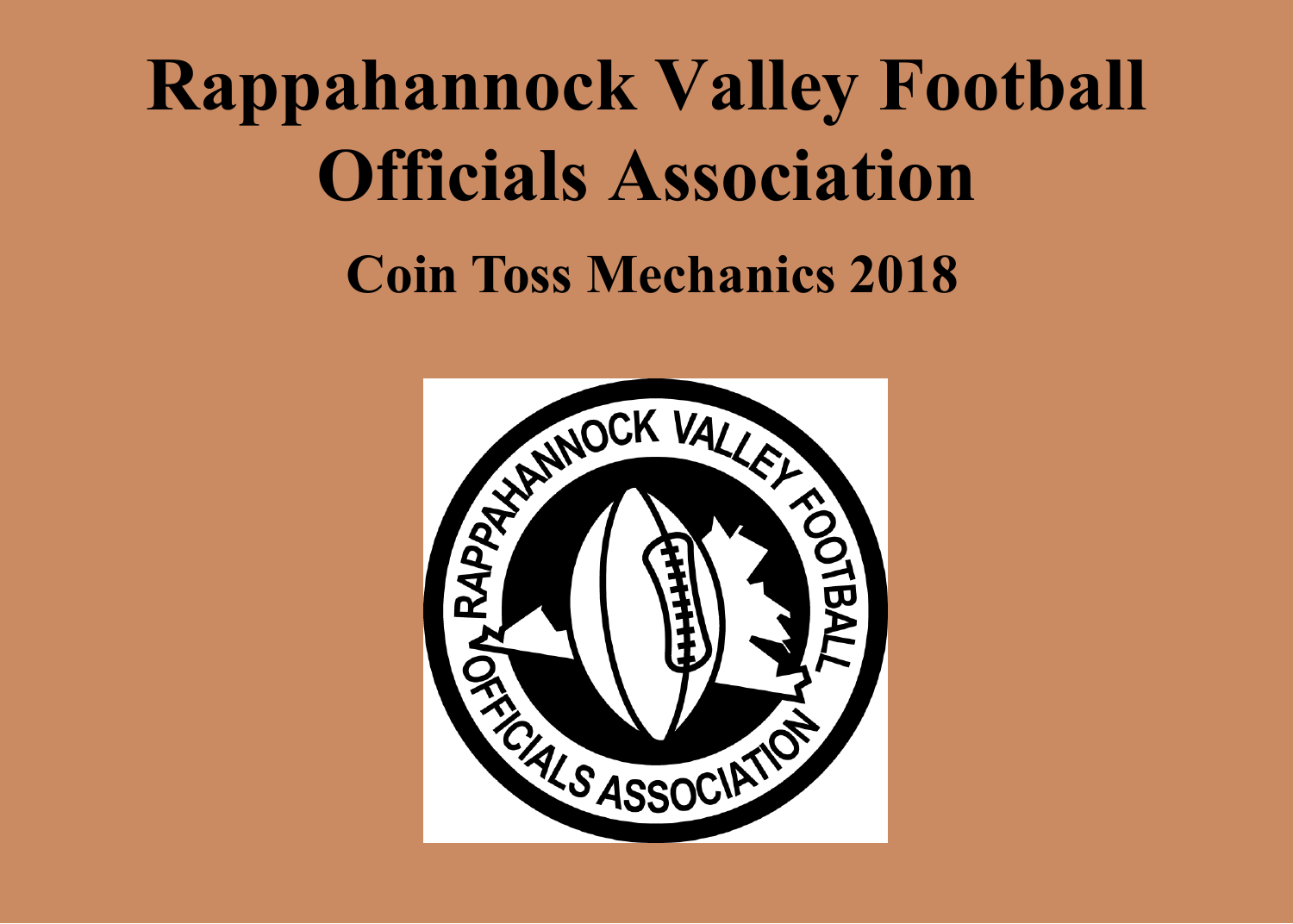# Rappahannock Valley Football Officials Association

## Coin Toss Mechanics 2018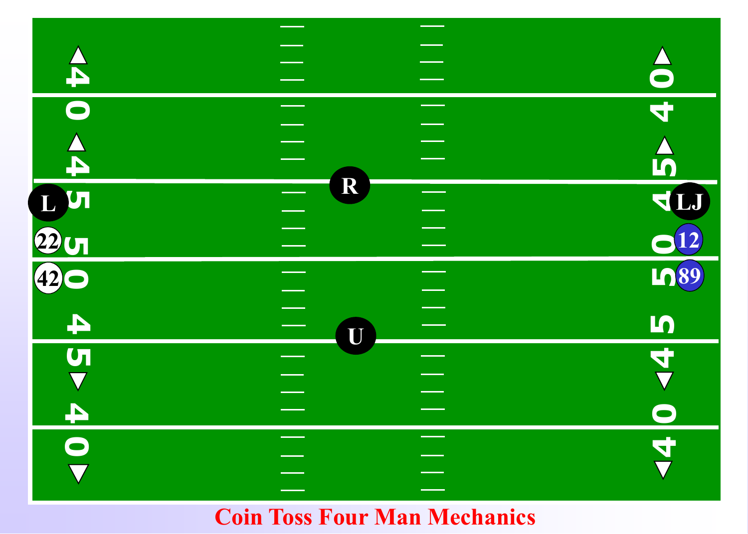Coin Toss Four Man Mechanics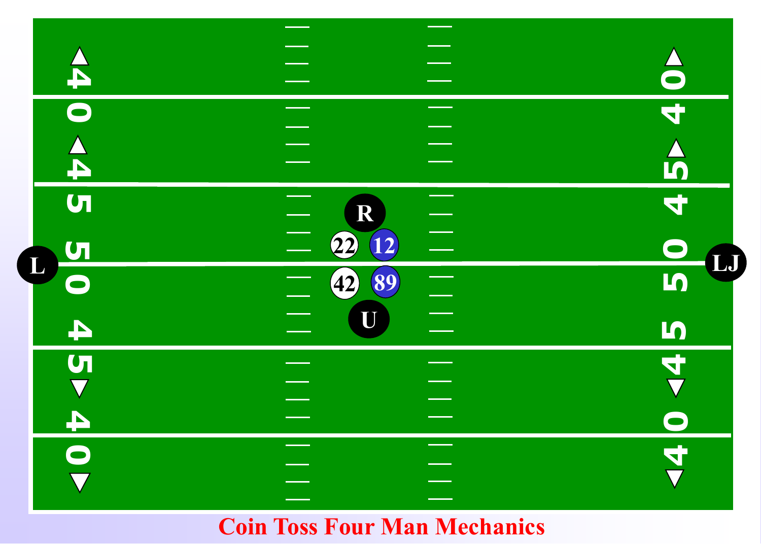**Coin Toss Four Man Mechanics**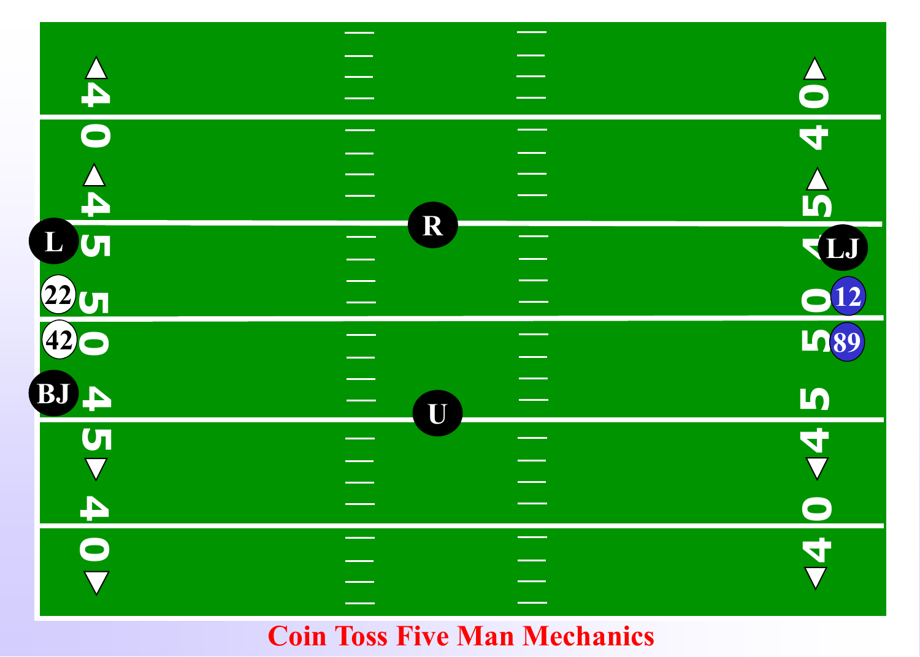Coin Toss Five Man Mechanics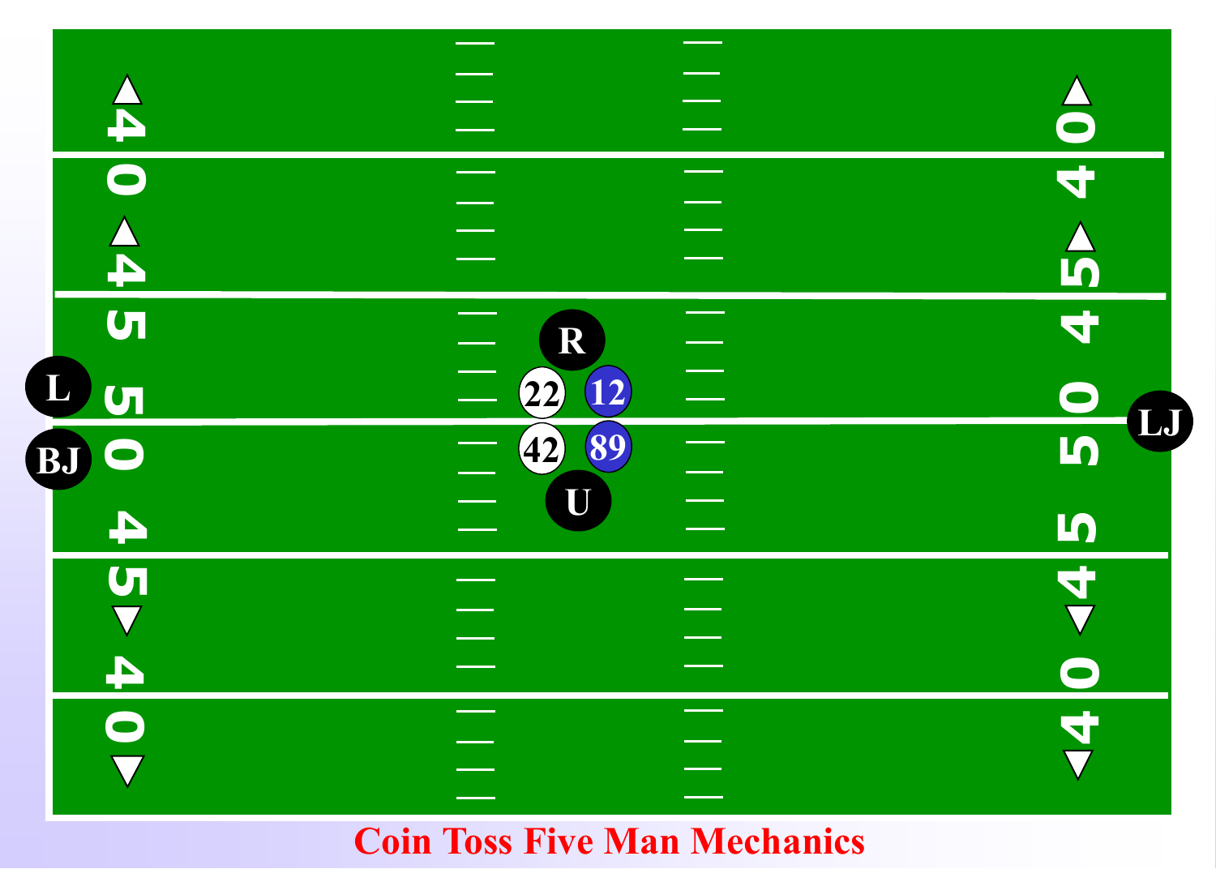# Coin Toss Five Man Mechanics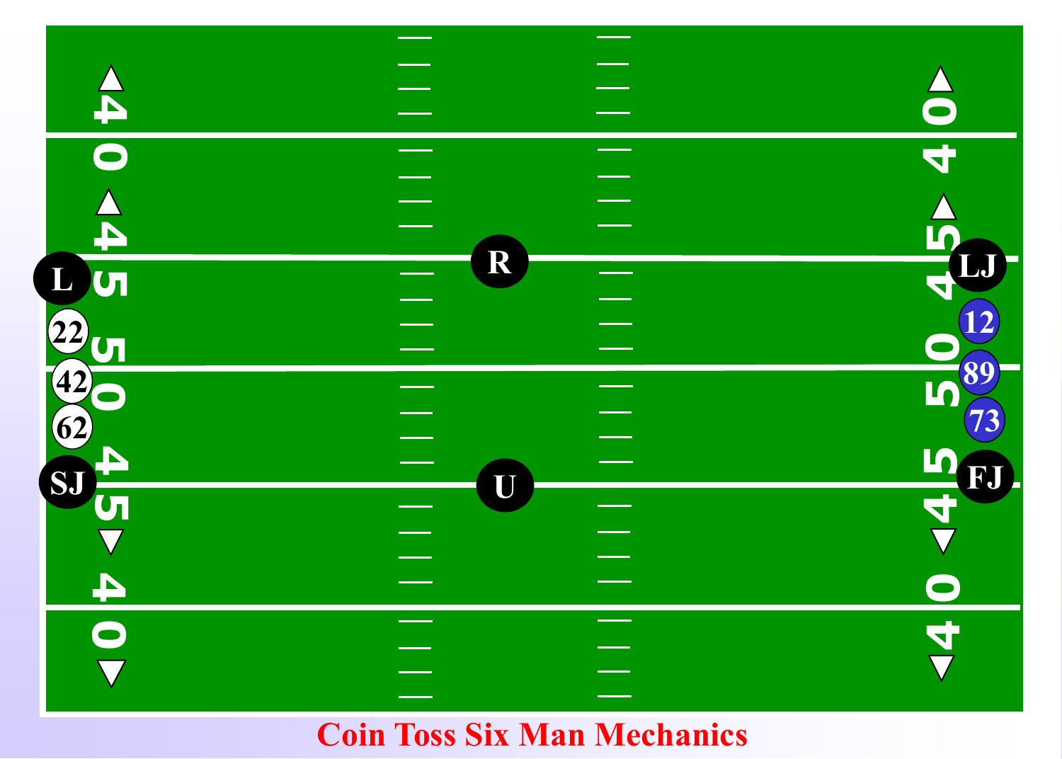**Coin Toss Six Man Mechanics**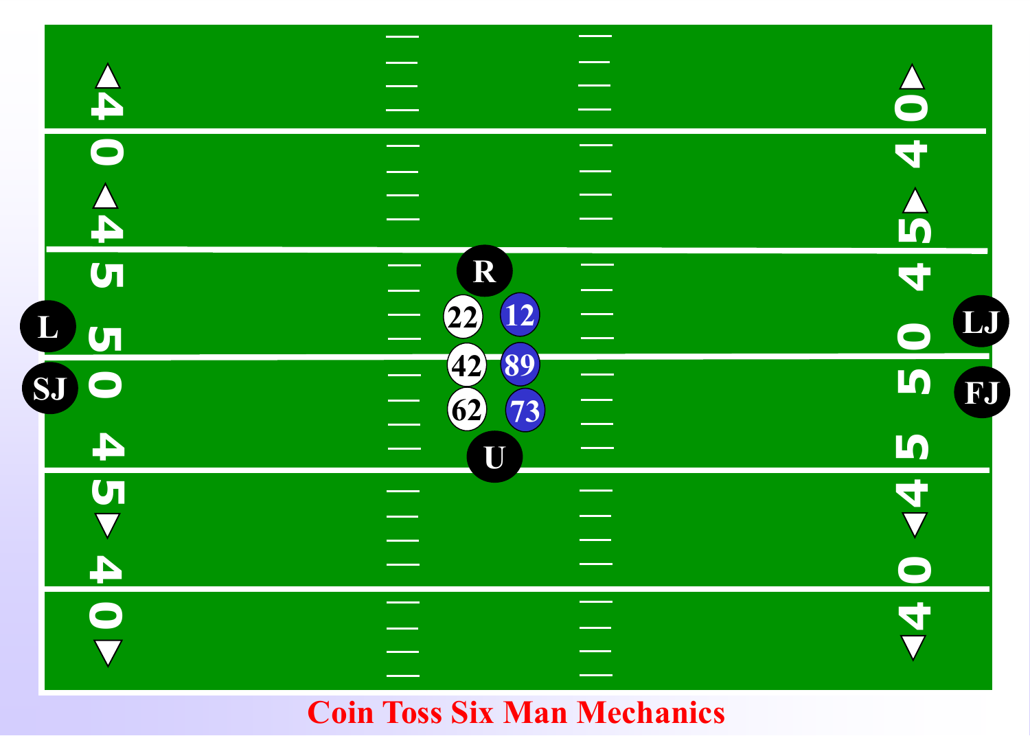**Coin Toss Six Man Mechanics**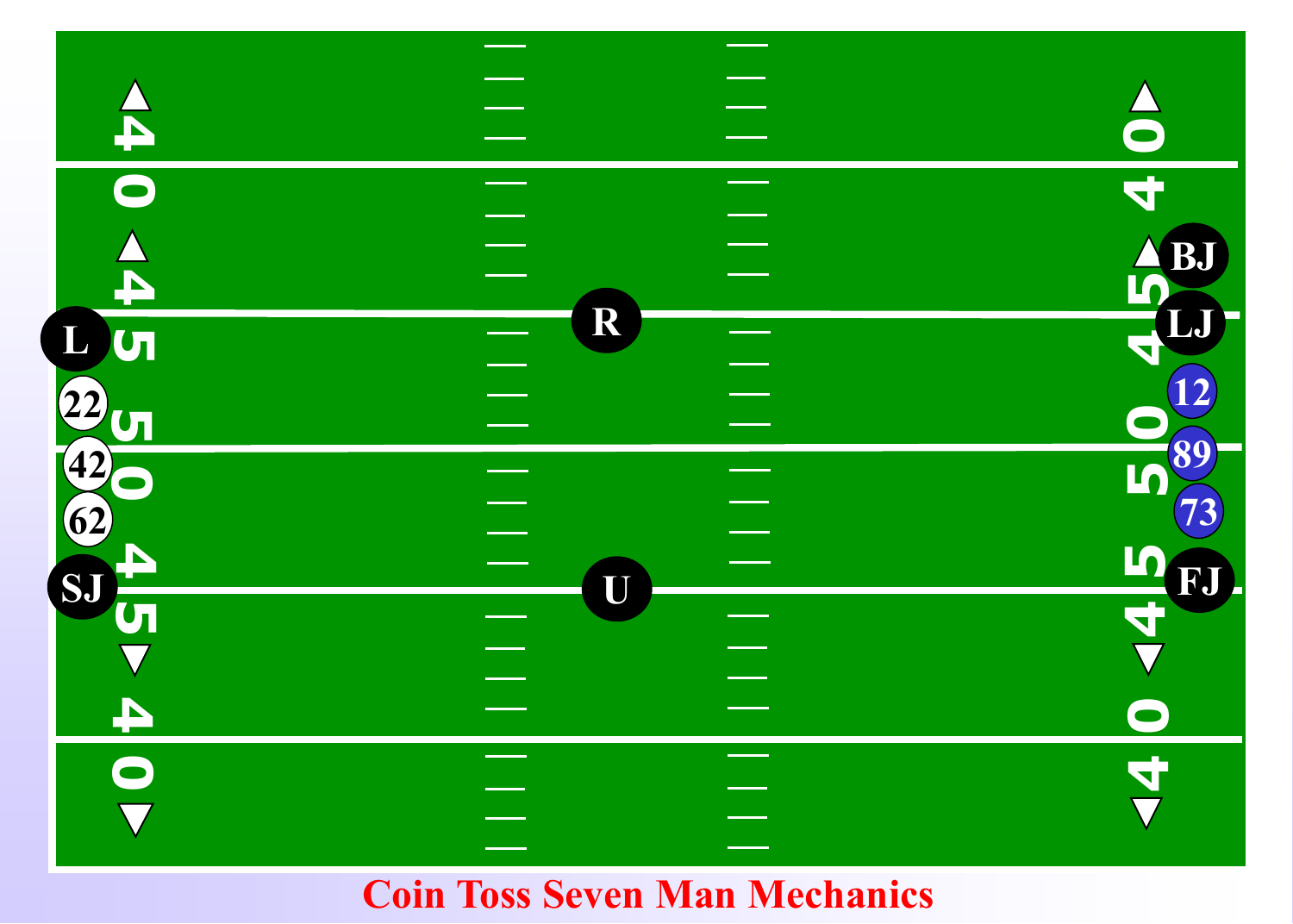**Coin Toss Seven Man Mechanics**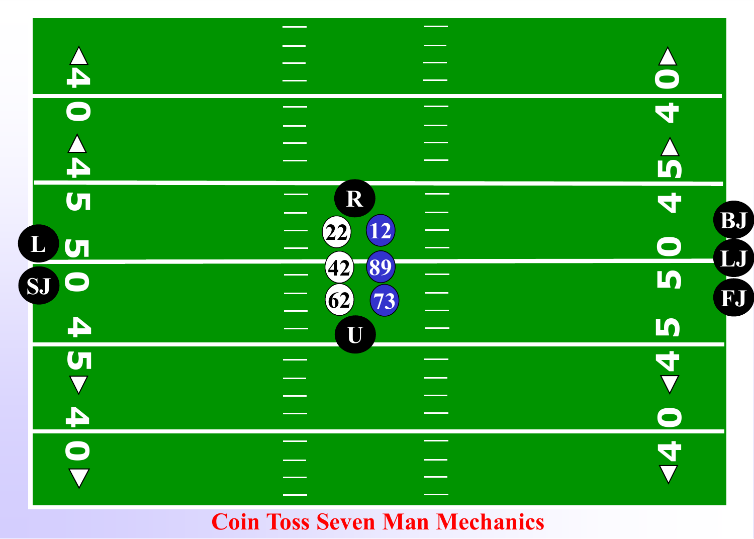R

22 12

L

42 89

SJ

62 73

U

BJ

LJ

FJ

40 45 50 45 40

Coin Toss Seven Man Mechanics